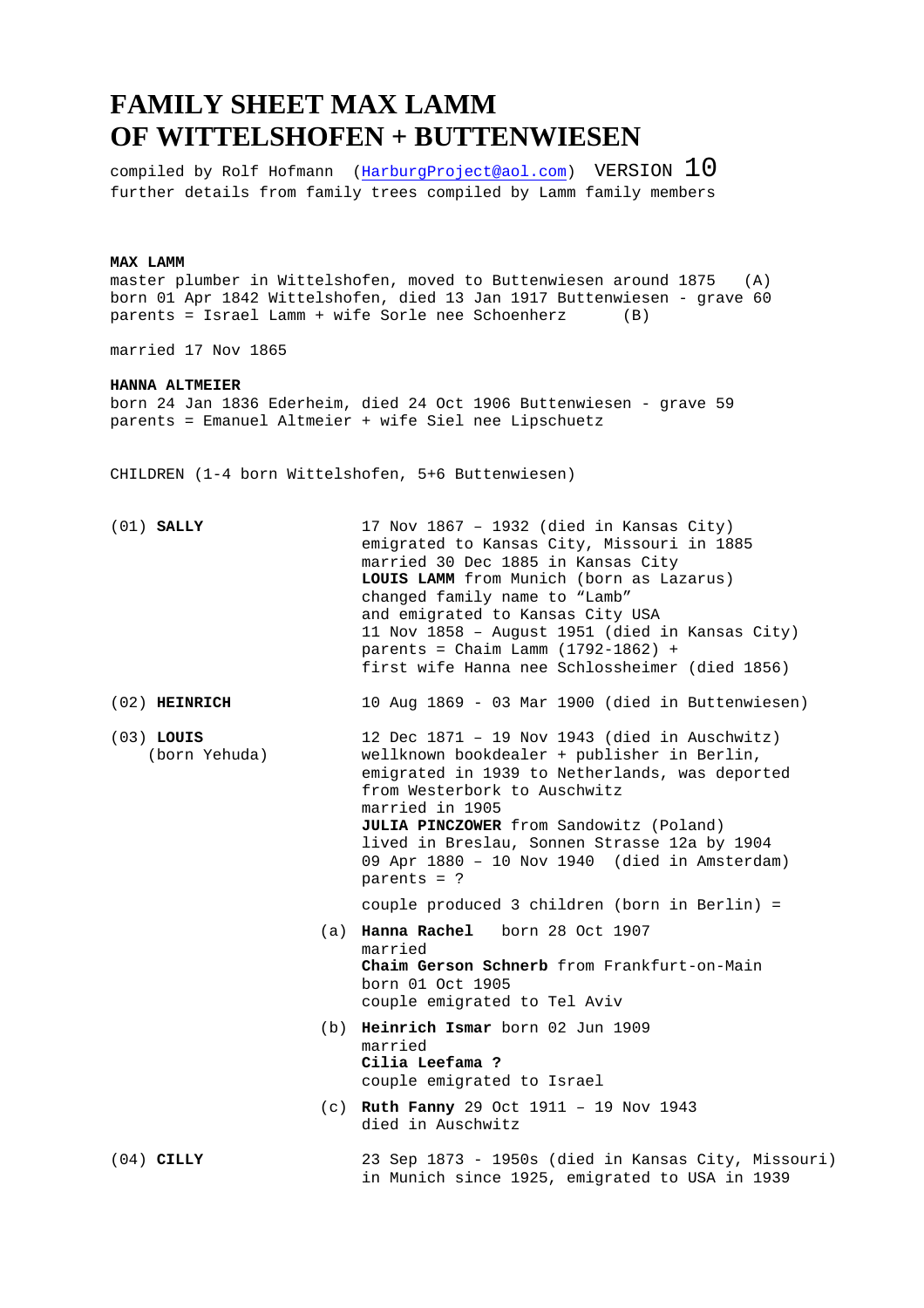# FAMILY SHEET MAX LAMM
# OF WITTELSHOFEN + BUTTENWIESEN

compiled by Rolf Hofmann (HarburgProject@aol.com) VERSION 10
further details from family trees compiled by Lamm family members

**MAX LAMM**
master plumber in Wittelshofen, moved to Buttenwiesen around 1875 (A)
born 01 Apr 1842 Wittelshofen, died 13 Jan 1917 Buttenwiesen - grave 60
parents = Israel Lamm + wife Sorle nee Schoenherz (B)

married 17 Nov 1865

**HANNA ALTMEIER**
born 24 Jan 1836 Ederheim, died 24 Oct 1906 Buttenwiesen - grave 59
parents = Emanuel Altmeier + wife Siel nee Lipschuetz

CHILDREN (1-4 born Wittelshofen, 5+6 Buttenwiesen)

(01) **SALLY**
17 Nov 1867 – 1932 (died in Kansas City)
emigrated to Kansas City, Missouri in 1885
married 30 Dec 1885 in Kansas City
**LOUIS LAMM** from Munich (born as Lazarus)
changed family name to "Lamb"
and emigrated to Kansas City USA
11 Nov 1858 – August 1951 (died in Kansas City)
parents = Chaim Lamm (1792-1862) +
first wife Hanna nee Schlossheimer (died 1856)

(02) **HEINRICH**
10 Aug 1869 - 03 Mar 1900 (died in Buttenwiesen)

(03) **LOUIS** (born Yehuda)
12 Dec 1871 – 19 Nov 1943 (died in Auschwitz)
wellknown bookdealer + publisher in Berlin,
emigrated in 1939 to Netherlands, was deported
from Westerbork to Auschwitz
married in 1905
**JULIA PINCZOWER** from Sandowitz (Poland)
lived in Breslau, Sonnen Strasse 12a by 1904
09 Apr 1880 – 10 Nov 1940 (died in Amsterdam)
parents = ?

couple produced 3 children (born in Berlin) =

(a) **Hanna Rachel** born 28 Oct 1907
married
**Chaim Gerson Schnerb** from Frankfurt-on-Main
born 01 Oct 1905
couple emigrated to Tel Aviv

(b) **Heinrich Ismar** born 02 Jun 1909
married
**Cilia Leefama ?**
couple emigrated to Israel

(c) **Ruth Fanny** 29 Oct 1911 – 19 Nov 1943
died in Auschwitz

(04) **CILLY**
23 Sep 1873 - 1950s (died in Kansas City, Missouri)
in Munich since 1925, emigrated to USA in 1939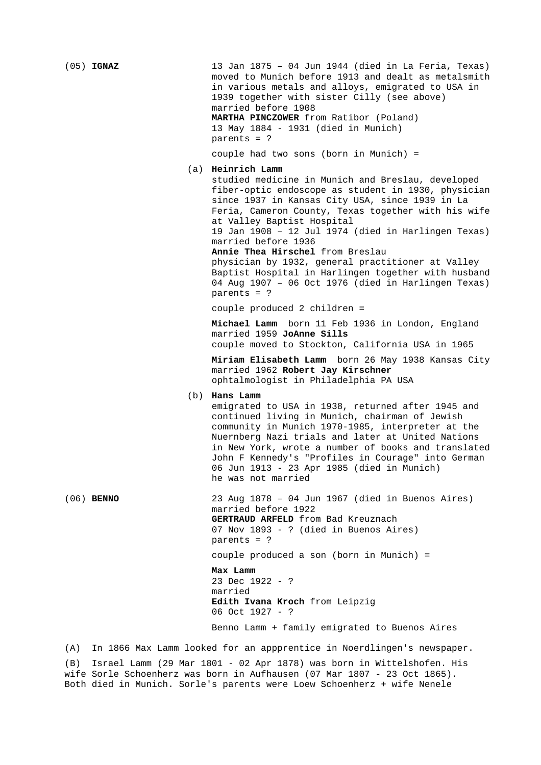(05) **IGNAZ**

13 Jan 1875 – 04 Jun 1944 (died in La Feria, Texas)
moved to Munich before 1913 and dealt as metalsmith in various metals and alloys, emigrated to USA in 1939 together with sister Cilly (see above)
married before 1908
**MARTHA PINCZOWER** from Ratibor (Poland)
13 May 1884 - 1931 (died in Munich)
parents = ?

couple had two sons (born in Munich) =

(a) **Heinrich Lamm**
studied medicine in Munich and Breslau, developed fiber-optic endoscope as student in 1930, physician since 1937 in Kansas City USA, since 1939 in La Feria, Cameron County, Texas together with his wife at Valley Baptist Hospital
19 Jan 1908 – 12 Jul 1974 (died in Harlingen Texas)
married before 1936
**Annie Thea Hirschel** from Breslau
physician by 1932, general practitioner at Valley Baptist Hospital in Harlingen together with husband
04 Aug 1907 – 06 Oct 1976 (died in Harlingen Texas)
parents = ?

couple produced 2 children =

**Michael Lamm** born 11 Feb 1936 in London, England
married 1959 **JoAnne Sills**
couple moved to Stockton, California USA in 1965

**Miriam Elisabeth Lamm** born 26 May 1938 Kansas City
married 1962 **Robert Jay Kirschner**
ophtalmologist in Philadelphia PA USA

(b) **Hans Lamm**
emigrated to USA in 1938, returned after 1945 and continued living in Munich, chairman of Jewish community in Munich 1970-1985, interpreter at the Nuernberg Nazi trials and later at United Nations in New York, wrote a number of books and translated John F Kennedy's "Profiles in Courage" into German
06 Jun 1913 - 23 Apr 1985 (died in Munich)
he was not married

(06) **BENNO**

23 Aug 1878 – 04 Jun 1967 (died in Buenos Aires)
married before 1922
**GERTRAUD ARFELD** from Bad Kreuznach
07 Nov 1893 - ? (died in Buenos Aires)
parents = ?

couple produced a son (born in Munich) =

**Max Lamm**
23 Dec 1922 - ?
married
**Edith Ivana Kroch** from Leipzig
06 Oct 1927 - ?

Benno Lamm + family emigrated to Buenos Aires

(A) In 1866 Max Lamm looked for an appprentice in Noerdlingen's newspaper.

(B) Israel Lamm (29 Mar 1801 - 02 Apr 1878) was born in Wittelshofen. His wife Sorle Schoenherz was born in Aufhausen (07 Mar 1807 - 23 Oct 1865). Both died in Munich. Sorle's parents were Loew Schoenherz + wife Nenele